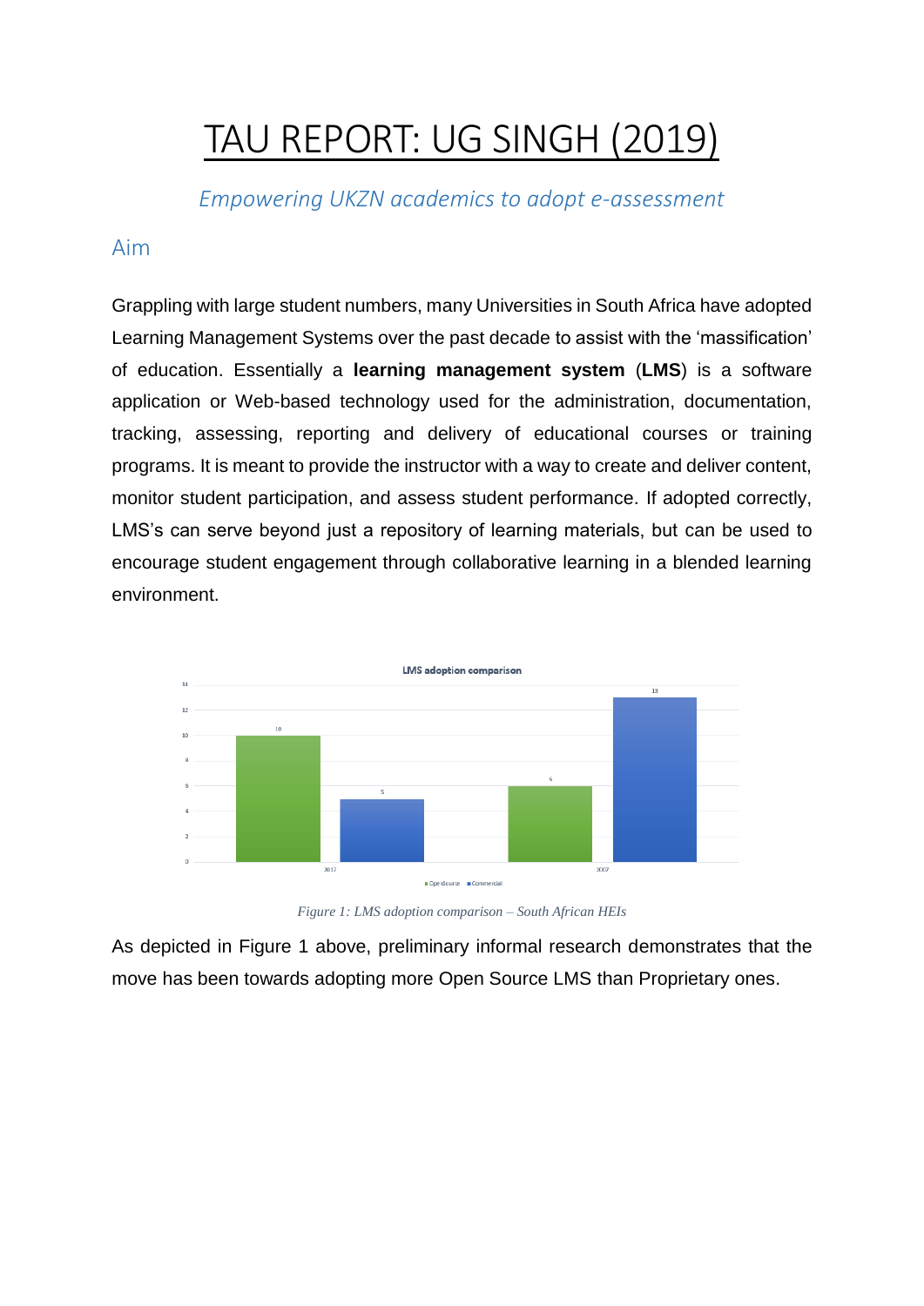# TAU REPORT: UG SINGH (2019)

*Empowering UKZN academics to adopt e-assessment*

## Aim

Grappling with large student numbers, many Universities in South Africa have adopted Learning Management Systems over the past decade to assist with the 'massification' of education. Essentially a **learning management system** (**LMS**) is a software application or Web-based technology used for the administration, documentation, tracking, assessing, reporting and delivery of educational courses or training programs. It is meant to provide the instructor with a way to create and deliver content, monitor student participation, and assess student performance. If adopted correctly, LMS's can serve beyond just a repository of learning materials, but can be used to encourage student engagement through collaborative learning in a blended learning environment.

*Figure 1: LMS adoption comparison – South African HEIs*

As depicted in Figure 1 above, preliminary informal research demonstrates that the move has been towards adopting more Open Source LMS than Proprietary ones.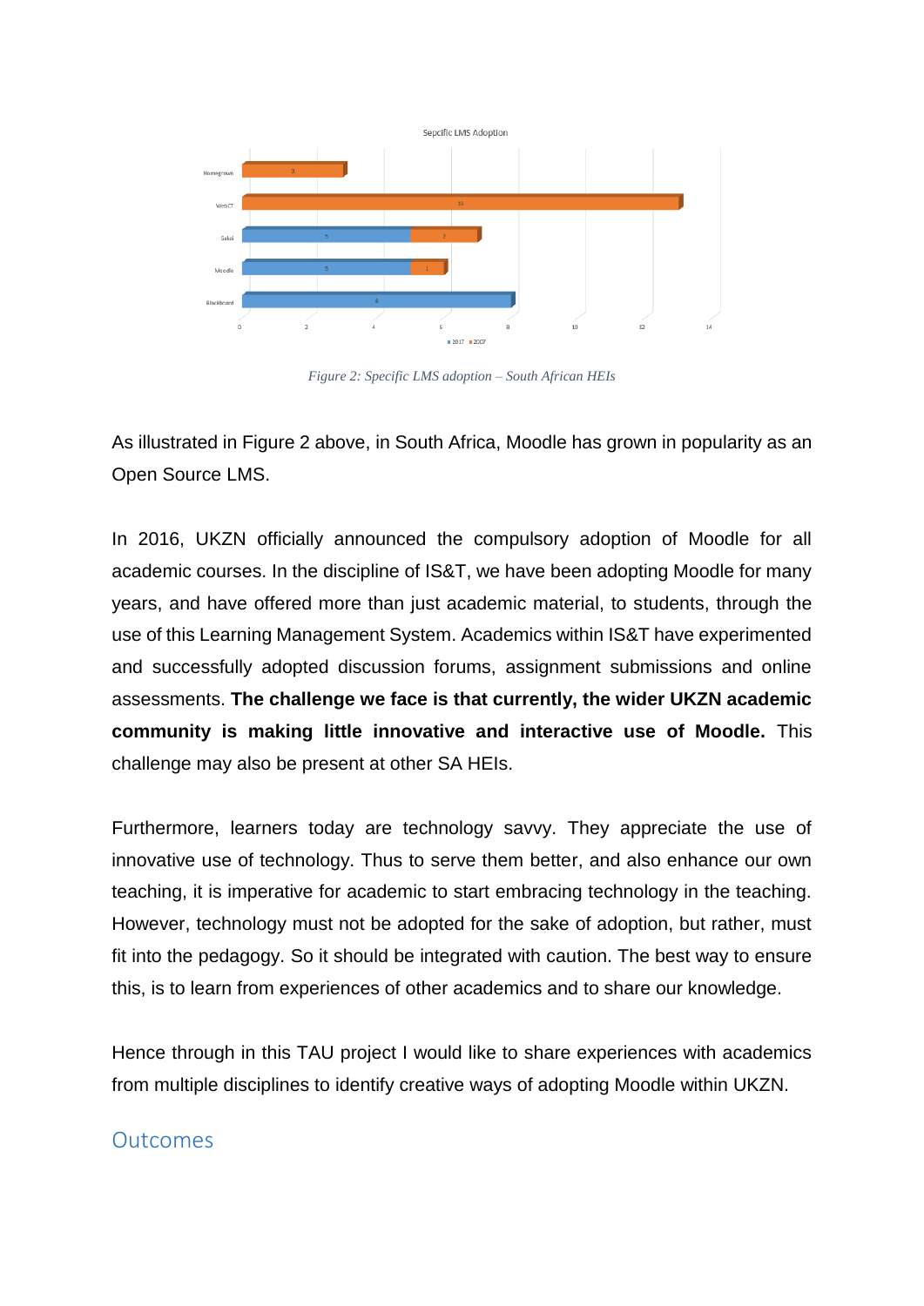Figure 2: Specific LMS adoption – South African HEIs

As illustrated in Figure 2 above, in South Africa, Moodle has grown in popularity as an Open Source LMS.

In 2016, UKZN officially announced the compulsory adoption of Moodle for all academic courses. In the discipline of IS&T, we have been adopting Moodle for many years, and have offered more than just academic material, to students, through the use of this Learning Management System. Academics within IS&T have experimented and successfully adopted discussion forums, assignment submissions and online assessments. **The challenge we face is that currently, the wider UKZN academic community is making little innovative and interactive use of Moodle.** This challenge may also be present at other SA HEIs.

Furthermore, learners today are technology savvy. They appreciate the use of innovative use of technology. Thus to serve them better, and also enhance our own teaching, it is imperative for academic to start embracing technology in the teaching. However, technology must not be adopted for the sake of adoption, but rather, must fit into the pedagogy. So it should be integrated with caution. The best way to ensure this, is to learn from experiences of other academics and to share our knowledge.

Hence through in this TAU project I would like to share experiences with academics from multiple disciplines to identify creative ways of adopting Moodle within UKZN.

## Outcomes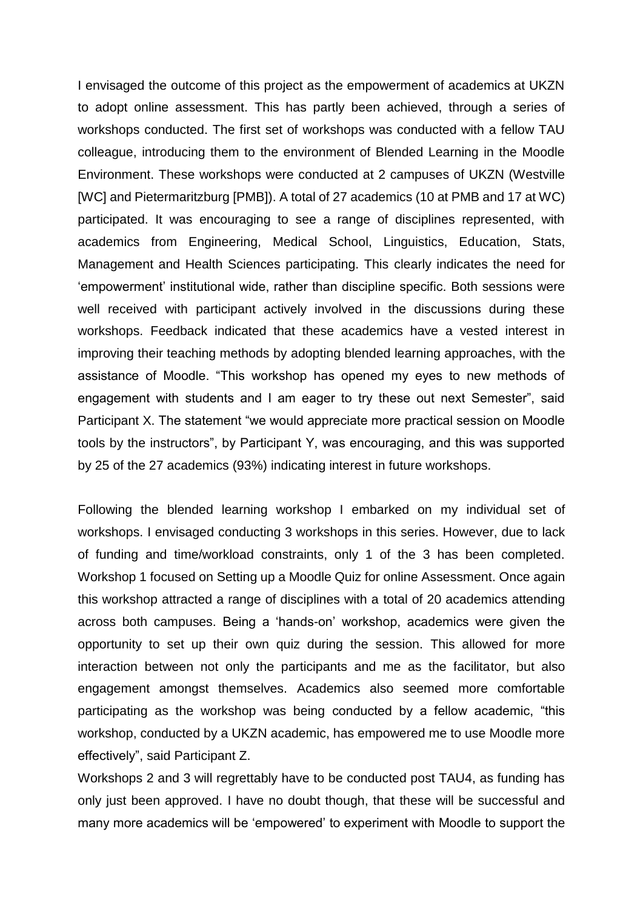I envisaged the outcome of this project as the empowerment of academics at UKZN to adopt online assessment. This has partly been achieved, through a series of workshops conducted. The first set of workshops was conducted with a fellow TAU colleague, introducing them to the environment of Blended Learning in the Moodle Environment. These workshops were conducted at 2 campuses of UKZN (Westville [WC] and Pietermaritzburg [PMB]). A total of 27 academics (10 at PMB and 17 at WC) participated. It was encouraging to see a range of disciplines represented, with academics from Engineering, Medical School, Linguistics, Education, Stats, Management and Health Sciences participating. This clearly indicates the need for 'empowerment' institutional wide, rather than discipline specific. Both sessions were well received with participant actively involved in the discussions during these workshops. Feedback indicated that these academics have a vested interest in improving their teaching methods by adopting blended learning approaches, with the assistance of Moodle. "This workshop has opened my eyes to new methods of engagement with students and I am eager to try these out next Semester", said Participant X. The statement "we would appreciate more practical session on Moodle tools by the instructors", by Participant Y, was encouraging, and this was supported by 25 of the 27 academics (93%) indicating interest in future workshops.

Following the blended learning workshop I embarked on my individual set of workshops. I envisaged conducting 3 workshops in this series. However, due to lack of funding and time/workload constraints, only 1 of the 3 has been completed. Workshop 1 focused on Setting up a Moodle Quiz for online Assessment. Once again this workshop attracted a range of disciplines with a total of 20 academics attending across both campuses. Being a 'hands-on' workshop, academics were given the opportunity to set up their own quiz during the session. This allowed for more interaction between not only the participants and me as the facilitator, but also engagement amongst themselves. Academics also seemed more comfortable participating as the workshop was being conducted by a fellow academic, "this workshop, conducted by a UKZN academic, has empowered me to use Moodle more effectively", said Participant Z.

Workshops 2 and 3 will regrettably have to be conducted post TAU4, as funding has only just been approved. I have no doubt though, that these will be successful and many more academics will be 'empowered' to experiment with Moodle to support the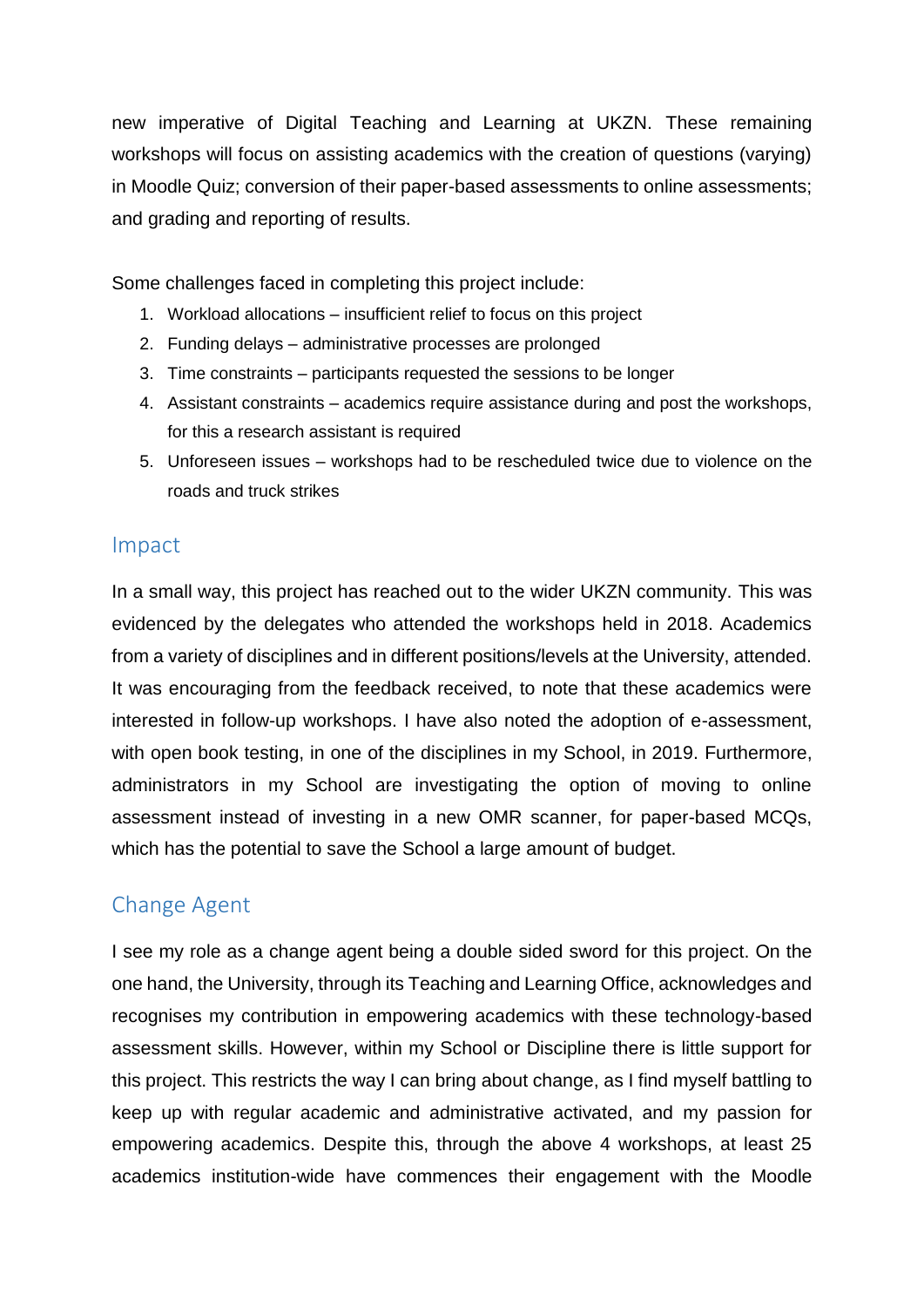new imperative of Digital Teaching and Learning at UKZN. These remaining workshops will focus on assisting academics with the creation of questions (varying) in Moodle Quiz; conversion of their paper-based assessments to online assessments; and grading and reporting of results.

Some challenges faced in completing this project include:

1. Workload allocations – insufficient relief to focus on this project
2. Funding delays – administrative processes are prolonged
3. Time constraints – participants requested the sessions to be longer
4. Assistant constraints – academics require assistance during and post the workshops, for this a research assistant is required
5. Unforeseen issues – workshops had to be rescheduled twice due to violence on the roads and truck strikes

## Impact

In a small way, this project has reached out to the wider UKZN community. This was evidenced by the delegates who attended the workshops held in 2018. Academics from a variety of disciplines and in different positions/levels at the University, attended. It was encouraging from the feedback received, to note that these academics were interested in follow-up workshops. I have also noted the adoption of e-assessment, with open book testing, in one of the disciplines in my School, in 2019. Furthermore, administrators in my School are investigating the option of moving to online assessment instead of investing in a new OMR scanner, for paper-based MCQs, which has the potential to save the School a large amount of budget.

## Change Agent

I see my role as a change agent being a double sided sword for this project. On the one hand, the University, through its Teaching and Learning Office, acknowledges and recognises my contribution in empowering academics with these technology-based assessment skills. However, within my School or Discipline there is little support for this project. This restricts the way I can bring about change, as I find myself battling to keep up with regular academic and administrative activated, and my passion for empowering academics. Despite this, through the above 4 workshops, at least 25 academics institution-wide have commences their engagement with the Moodle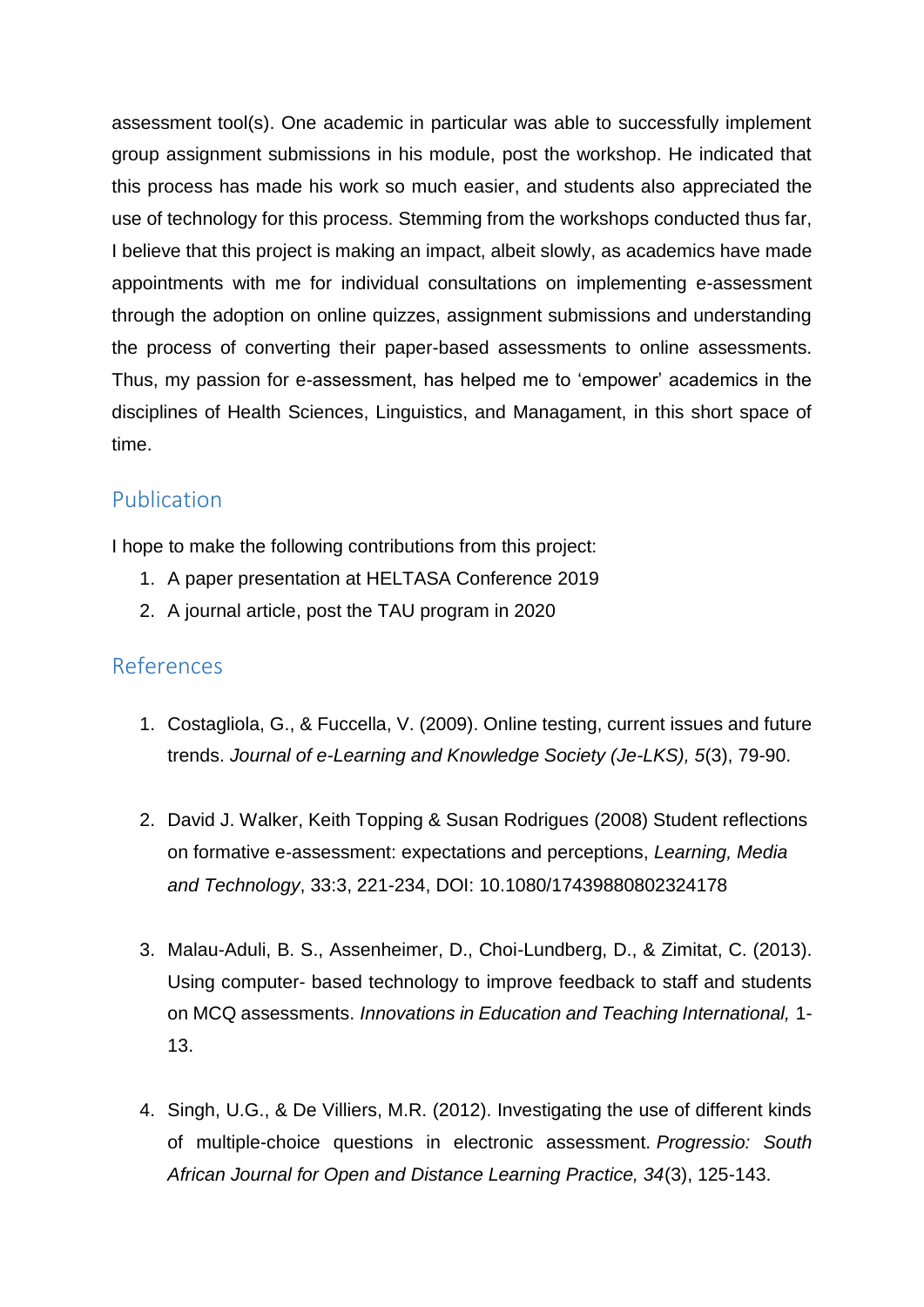assessment tool(s). One academic in particular was able to successfully implement group assignment submissions in his module, post the workshop. He indicated that this process has made his work so much easier, and students also appreciated the use of technology for this process. Stemming from the workshops conducted thus far, I believe that this project is making an impact, albeit slowly, as academics have made appointments with me for individual consultations on implementing e-assessment through the adoption on online quizzes, assignment submissions and understanding the process of converting their paper-based assessments to online assessments. Thus, my passion for e-assessment, has helped me to 'empower' academics in the disciplines of Health Sciences, Linguistics, and Managament, in this short space of time.

## Publication

I hope to make the following contributions from this project:

1. A paper presentation at HELTASA Conference 2019
2. A journal article, post the TAU program in 2020

## References

1. Costagliola, G., & Fuccella, V. (2009). Online testing, current issues and future trends. *Journal of e-Learning and Knowledge Society (Je-LKS), 5*(3), 79-90.

2. David J. Walker, Keith Topping & Susan Rodrigues (2008) Student reflections on formative e-assessment: expectations and perceptions, *Learning, Media and Technology*, 33:3, 221-234, DOI: 10.1080/17439880802324178

3. Malau-Aduli, B. S., Assenheimer, D., Choi-Lundberg, D., & Zimitat, C. (2013). Using computer- based technology to improve feedback to staff and students on MCQ assessments. *Innovations in Education and Teaching International,* 1-13.

4. Singh, U.G., & De Villiers, M.R. (2012). Investigating the use of different kinds of multiple-choice questions in electronic assessment. *Progressio: South African Journal for Open and Distance Learning Practice, 34*(3), 125-143.